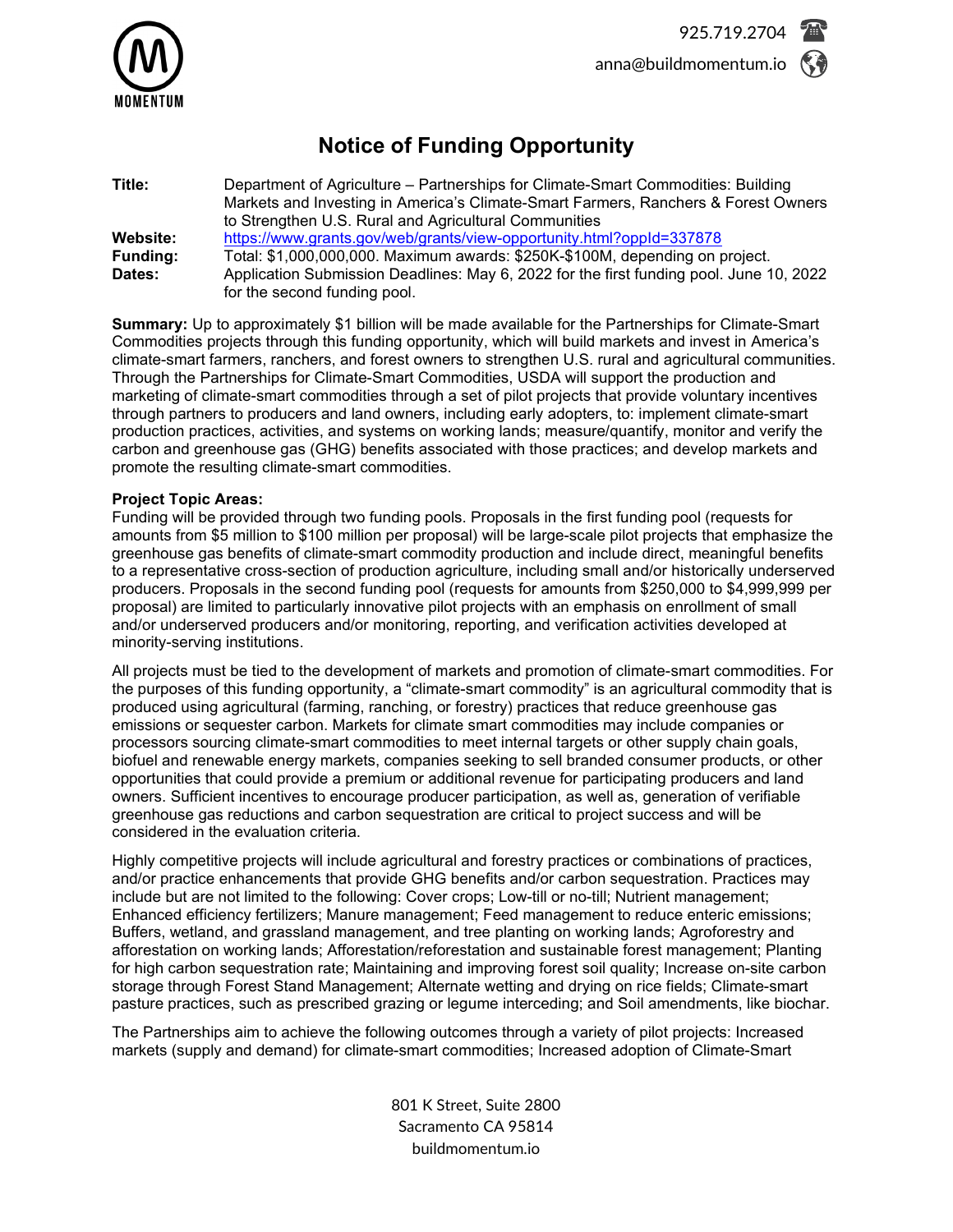925.719.2704

anna@buildmomentum.io

# Notice of Funding Opportunity

**Title:** Department of Agriculture – Partnerships for Climate-Smart Commodities: Building Markets and Investing in America's Climate-Smart Farmers, Ranchers & Forest Owners to Strengthen U.S. Rural and Agricultural Communities

**Website:** https://www.grants.gov/web/grants/view-opportunity.html?oppId=337878

**Funding:** Total: $1,000,000,000. Maximum awards: $250K-$100M, depending on project.

**Dates:** Application Submission Deadlines: May 6, 2022 for the first funding pool. June 10, 2022 for the second funding pool.

**Summary:** Up to approximately $1 billion will be made available for the Partnerships for Climate-Smart Commodities projects through this funding opportunity, which will build markets and invest in America's climate-smart farmers, ranchers, and forest owners to strengthen U.S. rural and agricultural communities. Through the Partnerships for Climate-Smart Commodities, USDA will support the production and marketing of climate-smart commodities through a set of pilot projects that provide voluntary incentives through partners to producers and land owners, including early adopters, to: implement climate-smart production practices, activities, and systems on working lands; measure/quantify, monitor and verify the carbon and greenhouse gas (GHG) benefits associated with those practices; and develop markets and promote the resulting climate-smart commodities.

**Project Topic Areas:**

Funding will be provided through two funding pools. Proposals in the first funding pool (requests for amounts from $5 million to $100 million per proposal) will be large-scale pilot projects that emphasize the greenhouse gas benefits of climate-smart commodity production and include direct, meaningful benefits to a representative cross-section of production agriculture, including small and/or historically underserved producers. Proposals in the second funding pool (requests for amounts from $250,000 to $4,999,999 per proposal) are limited to particularly innovative pilot projects with an emphasis on enrollment of small and/or underserved producers and/or monitoring, reporting, and verification activities developed at minority-serving institutions.

All projects must be tied to the development of markets and promotion of climate-smart commodities. For the purposes of this funding opportunity, a "climate-smart commodity" is an agricultural commodity that is produced using agricultural (farming, ranching, or forestry) practices that reduce greenhouse gas emissions or sequester carbon. Markets for climate smart commodities may include companies or processors sourcing climate-smart commodities to meet internal targets or other supply chain goals, biofuel and renewable energy markets, companies seeking to sell branded consumer products, or other opportunities that could provide a premium or additional revenue for participating producers and land owners. Sufficient incentives to encourage producer participation, as well as, generation of verifiable greenhouse gas reductions and carbon sequestration are critical to project success and will be considered in the evaluation criteria.

Highly competitive projects will include agricultural and forestry practices or combinations of practices, and/or practice enhancements that provide GHG benefits and/or carbon sequestration. Practices may include but are not limited to the following: Cover crops; Low-till or no-till; Nutrient management; Enhanced efficiency fertilizers; Manure management; Feed management to reduce enteric emissions; Buffers, wetland, and grassland management, and tree planting on working lands; Agroforestry and afforestation on working lands; Afforestation/reforestation and sustainable forest management; Planting for high carbon sequestration rate; Maintaining and improving forest soil quality; Increase on-site carbon storage through Forest Stand Management; Alternate wetting and drying on rice fields; Climate-smart pasture practices, such as prescribed grazing or legume interceding; and Soil amendments, like biochar.

The Partnerships aim to achieve the following outcomes through a variety of pilot projects: Increased markets (supply and demand) for climate-smart commodities; Increased adoption of Climate-Smart

801 K Street, Suite 2800
Sacramento CA 95814
buildmomentum.io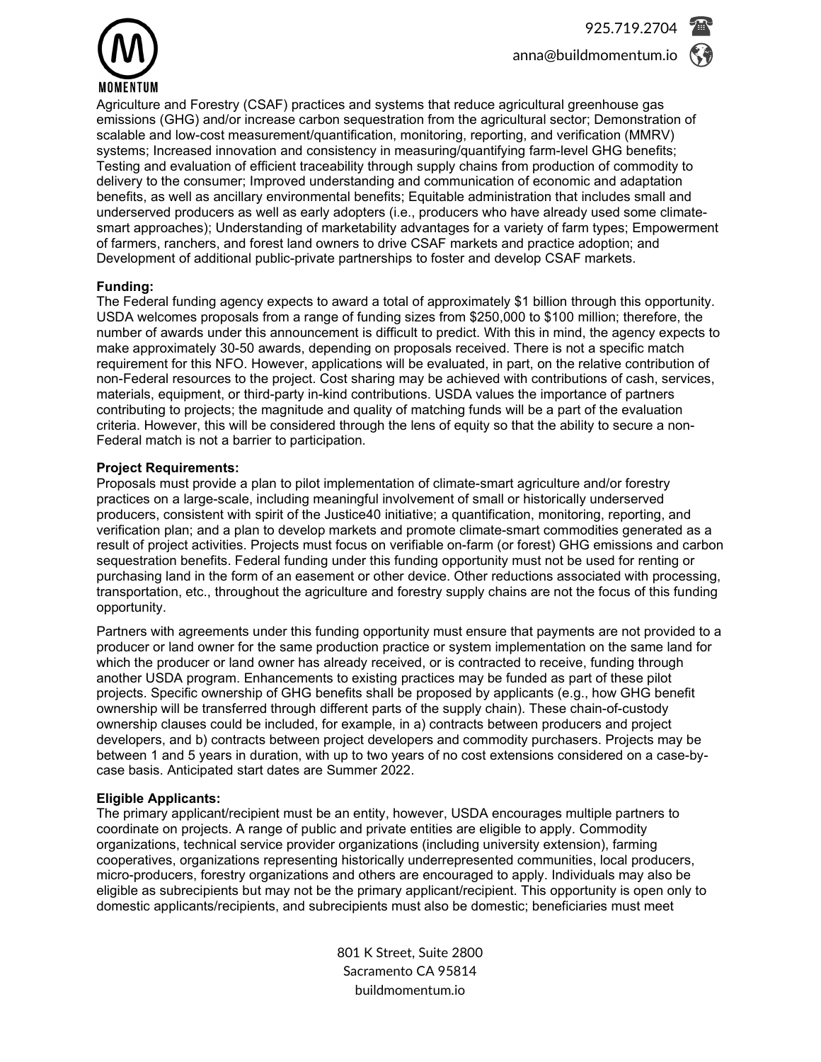Agriculture and Forestry (CSAF) practices and systems that reduce agricultural greenhouse gas emissions (GHG) and/or increase carbon sequestration from the agricultural sector; Demonstration of scalable and low-cost measurement/quantification, monitoring, reporting, and verification (MMRV) systems; Increased innovation and consistency in measuring/quantifying farm-level GHG benefits; Testing and evaluation of efficient traceability through supply chains from production of commodity to delivery to the consumer; Improved understanding and communication of economic and adaptation benefits, as well as ancillary environmental benefits; Equitable administration that includes small and underserved producers as well as early adopters (i.e., producers who have already used some climate-smart approaches); Understanding of marketability advantages for a variety of farm types; Empowerment of farmers, ranchers, and forest land owners to drive CSAF markets and practice adoption; and Development of additional public-private partnerships to foster and develop CSAF markets.

**Funding:**
The Federal funding agency expects to award a total of approximately $1 billion through this opportunity. USDA welcomes proposals from a range of funding sizes from $250,000 to $100 million; therefore, the number of awards under this announcement is difficult to predict. With this in mind, the agency expects to make approximately 30-50 awards, depending on proposals received. There is not a specific match requirement for this NFO. However, applications will be evaluated, in part, on the relative contribution of non-Federal resources to the project. Cost sharing may be achieved with contributions of cash, services, materials, equipment, or third-party in-kind contributions. USDA values the importance of partners contributing to projects; the magnitude and quality of matching funds will be a part of the evaluation criteria. However, this will be considered through the lens of equity so that the ability to secure a non-Federal match is not a barrier to participation.

**Project Requirements:**
Proposals must provide a plan to pilot implementation of climate-smart agriculture and/or forestry practices on a large-scale, including meaningful involvement of small or historically underserved producers, consistent with spirit of the Justice40 initiative; a quantification, monitoring, reporting, and verification plan; and a plan to develop markets and promote climate-smart commodities generated as a result of project activities. Projects must focus on verifiable on-farm (or forest) GHG emissions and carbon sequestration benefits. Federal funding under this funding opportunity must not be used for renting or purchasing land in the form of an easement or other device. Other reductions associated with processing, transportation, etc., throughout the agriculture and forestry supply chains are not the focus of this funding opportunity.

Partners with agreements under this funding opportunity must ensure that payments are not provided to a producer or land owner for the same production practice or system implementation on the same land for which the producer or land owner has already received, or is contracted to receive, funding through another USDA program. Enhancements to existing practices may be funded as part of these pilot projects. Specific ownership of GHG benefits shall be proposed by applicants (e.g., how GHG benefit ownership will be transferred through different parts of the supply chain). These chain-of-custody ownership clauses could be included, for example, in a) contracts between producers and project developers, and b) contracts between project developers and commodity purchasers. Projects may be between 1 and 5 years in duration, with up to two years of no cost extensions considered on a case-by-case basis. Anticipated start dates are Summer 2022.

**Eligible Applicants:**
The primary applicant/recipient must be an entity, however, USDA encourages multiple partners to coordinate on projects. A range of public and private entities are eligible to apply. Commodity organizations, technical service provider organizations (including university extension), farming cooperatives, organizations representing historically underrepresented communities, local producers, micro-producers, forestry organizations and others are encouraged to apply. Individuals may also be eligible as subrecipients but may not be the primary applicant/recipient. This opportunity is open only to domestic applicants/recipients, and subrecipients must also be domestic; beneficiaries must meet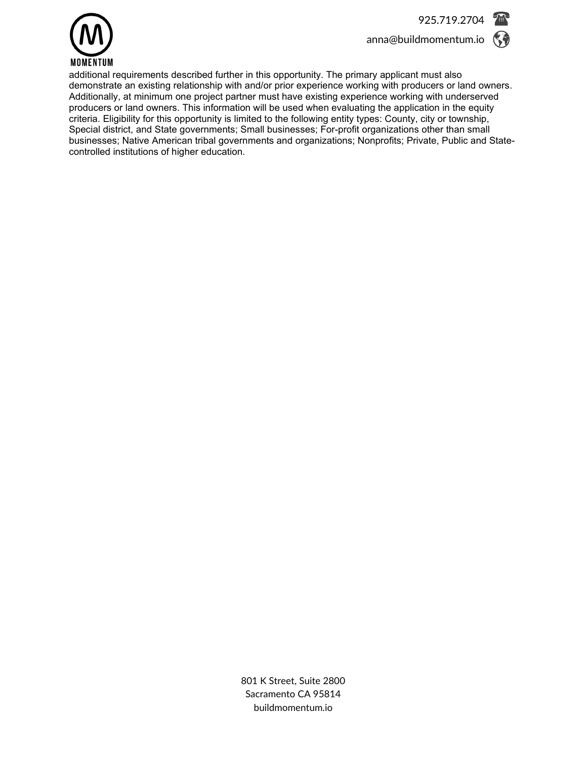additional requirements described further in this opportunity. The primary applicant must also demonstrate an existing relationship with and/or prior experience working with producers or land owners. Additionally, at minimum one project partner must have existing experience working with underserved producers or land owners. This information will be used when evaluating the application in the equity criteria. Eligibility for this opportunity is limited to the following entity types: County, city or township, Special district, and State governments; Small businesses; For-profit organizations other than small businesses; Native American tribal governments and organizations; Nonprofits; Private, Public and State-controlled institutions of higher education.